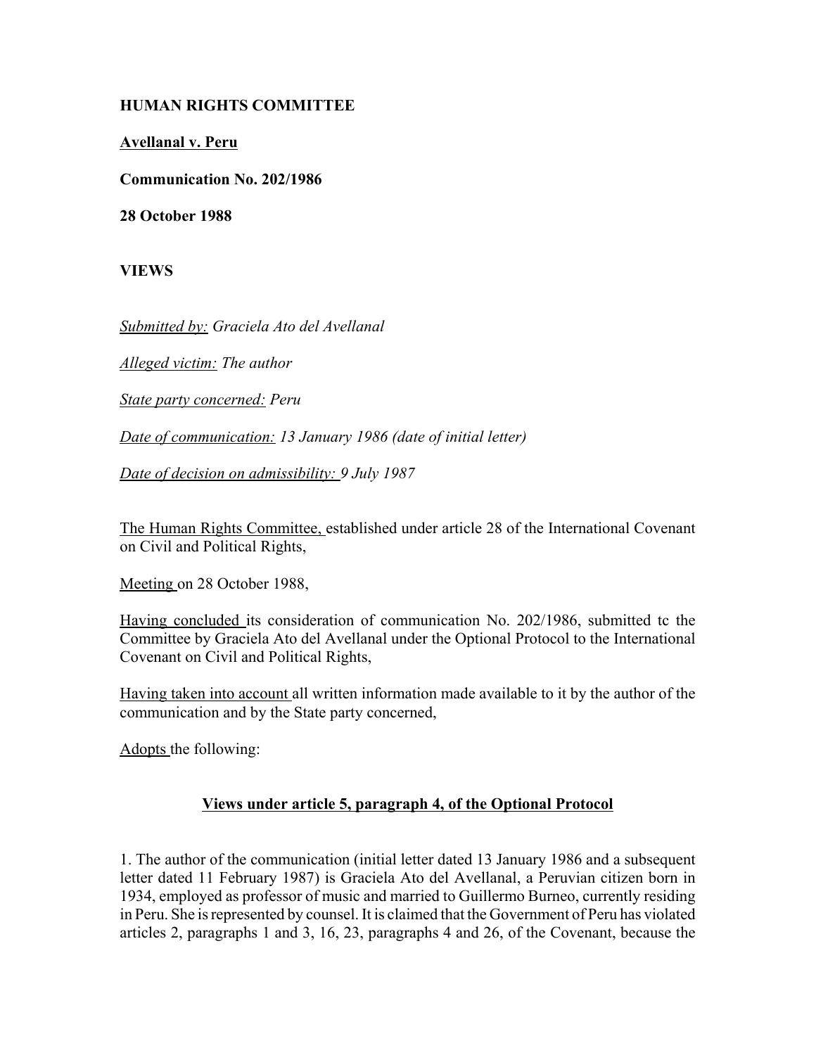**HUMAN RIGHTS COMMITTEE**

**Avellanal v. Peru**

**Communication No. 202/1986**

**28 October 1988**

**VIEWS**

*Submitted by: Graciela Ato del Avellanal*

*Alleged victim: The author*

*State party concerned: Peru*

*Date of communication: 13 January 1986 (date of initial letter)*

*Date of decision on admissibility: 9 July 1987*

The Human Rights Committee, established under article 28 of the International Covenant on Civil and Political Rights,

Meeting on 28 October 1988,

Having concluded its consideration of communication No. 202/1986, submitted tc the Committee by Graciela Ato del Avellanal under the Optional Protocol to the International Covenant on Civil and Political Rights,

Having taken into account all written information made available to it by the author of the communication and by the State party concerned,

Adopts the following:

## Views under article 5, paragraph 4, of the Optional Protocol

1. The author of the communication (initial letter dated 13 January 1986 and a subsequent letter dated 11 February 1987) is Graciela Ato del Avellanal, a Peruvian citizen born in 1934, employed as professor of music and married to Guillermo Burneo, currently residing in Peru. She is represented by counsel. It is claimed that the Government of Peru has violated articles 2, paragraphs 1 and 3, 16, 23, paragraphs 4 and 26, of the Covenant, because the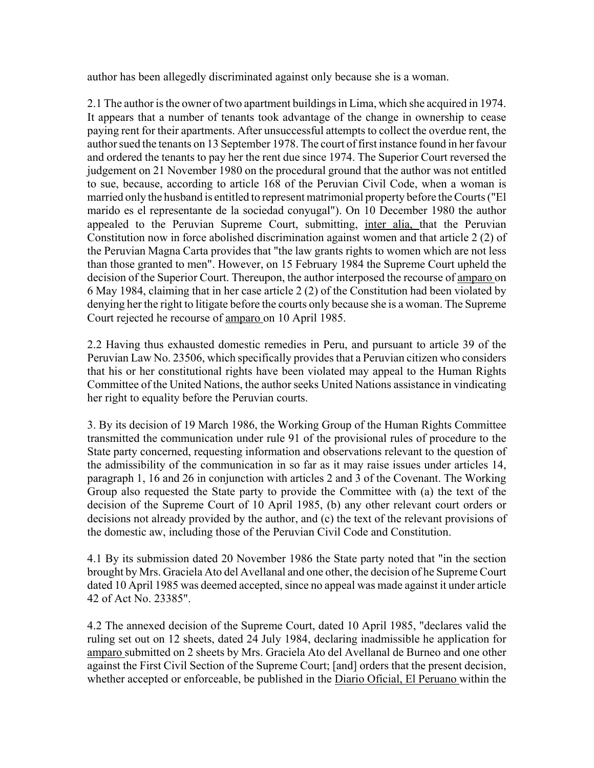author has been allegedly discriminated against only because she is a woman.

2.1 The author is the owner of two apartment buildings in Lima, which she acquired in 1974. It appears that a number of tenants took advantage of the change in ownership to cease paying rent for their apartments. After unsuccessful attempts to collect the overdue rent, the author sued the tenants on 13 September 1978. The court of first instance found in her favour and ordered the tenants to pay her the rent due since 1974. The Superior Court reversed the judgement on 21 November 1980 on the procedural ground that the author was not entitled to sue, because, according to article 168 of the Peruvian Civil Code, when a woman is married only the husband is entitled to represent matrimonial property before the Courts ("El marido es el representante de la sociedad conyugal"). On 10 December 1980 the author appealed to the Peruvian Supreme Court, submitting, inter alia, that the Peruvian Constitution now in force abolished discrimination against women and that article 2 (2) of the Peruvian Magna Carta provides that "the law grants rights to women which are not less than those granted to men". However, on 15 February 1984 the Supreme Court upheld the decision of the Superior Court. Thereupon, the author interposed the recourse of amparo on 6 May 1984, claiming that in her case article 2 (2) of the Constitution had been violated by denying her the right to litigate before the courts only because she is a woman. The Supreme Court rejected he recourse of amparo on 10 April 1985.

2.2 Having thus exhausted domestic remedies in Peru, and pursuant to article 39 of the Peruvian Law No. 23506, which specifically provides that a Peruvian citizen who considers that his or her constitutional rights have been violated may appeal to the Human Rights Committee of the United Nations, the author seeks United Nations assistance in vindicating her right to equality before the Peruvian courts.

3. By its decision of 19 March 1986, the Working Group of the Human Rights Committee transmitted the communication under rule 91 of the provisional rules of procedure to the State party concerned, requesting information and observations relevant to the question of the admissibility of the communication in so far as it may raise issues under articles 14, paragraph 1, 16 and 26 in conjunction with articles 2 and 3 of the Covenant. The Working Group also requested the State party to provide the Committee with (a) the text of the decision of the Supreme Court of 10 April 1985, (b) any other relevant court orders or decisions not already provided by the author, and (c) the text of the relevant provisions of the domestic aw, including those of the Peruvian Civil Code and Constitution.

4.1 By its submission dated 20 November 1986 the State party noted that "in the section brought by Mrs. Graciela Ato del Avellanal and one other, the decision of he Supreme Court dated 10 April 1985 was deemed accepted, since no appeal was made against it under article 42 of Act No. 23385".

4.2 The annexed decision of the Supreme Court, dated 10 April 1985, "declares valid the ruling set out on 12 sheets, dated 24 July 1984, declaring inadmissible he application for amparo submitted on 2 sheets by Mrs. Graciela Ato del Avellanal de Burneo and one other against the First Civil Section of the Supreme Court; [and] orders that the present decision, whether accepted or enforceable, be published in the Diario Oficial, El Peruano within the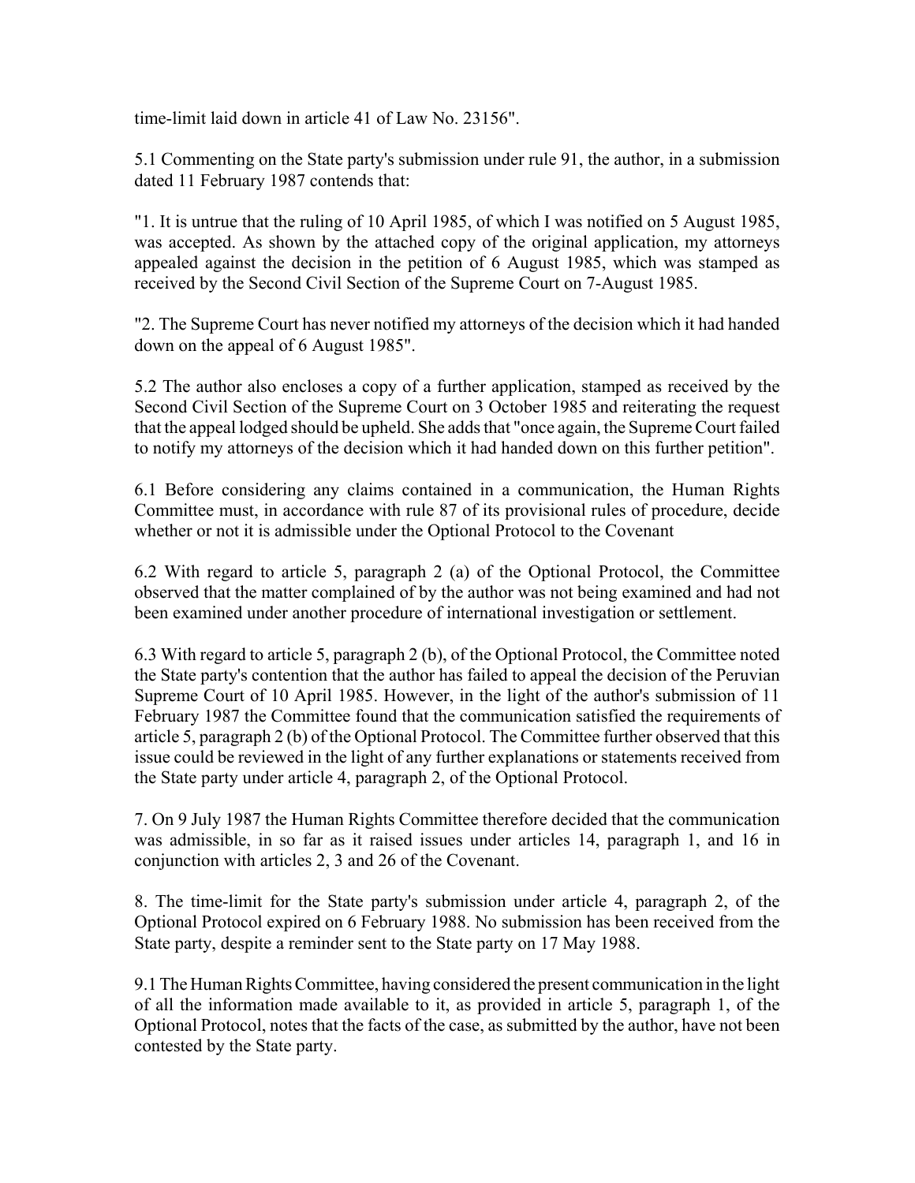time-limit laid down in article 41 of Law No. 23156".

5.1 Commenting on the State party's submission under rule 91, the author, in a submission dated 11 February 1987 contends that:

"1. It is untrue that the ruling of 10 April 1985, of which I was notified on 5 August 1985, was accepted. As shown by the attached copy of the original application, my attorneys appealed against the decision in the petition of 6 August 1985, which was stamped as received by the Second Civil Section of the Supreme Court on 7-August 1985.

"2. The Supreme Court has never notified my attorneys of the decision which it had handed down on the appeal of 6 August 1985".

5.2 The author also encloses a copy of a further application, stamped as received by the Second Civil Section of the Supreme Court on 3 October 1985 and reiterating the request that the appeal lodged should be upheld. She adds that "once again, the Supreme Court failed to notify my attorneys of the decision which it had handed down on this further petition".

6.1 Before considering any claims contained in a communication, the Human Rights Committee must, in accordance with rule 87 of its provisional rules of procedure, decide whether or not it is admissible under the Optional Protocol to the Covenant

6.2 With regard to article 5, paragraph 2 (a) of the Optional Protocol, the Committee observed that the matter complained of by the author was not being examined and had not been examined under another procedure of international investigation or settlement.

6.3 With regard to article 5, paragraph 2 (b), of the Optional Protocol, the Committee noted the State party's contention that the author has failed to appeal the decision of the Peruvian Supreme Court of 10 April 1985. However, in the light of the author's submission of 11 February 1987 the Committee found that the communication satisfied the requirements of article 5, paragraph 2 (b) of the Optional Protocol. The Committee further observed that this issue could be reviewed in the light of any further explanations or statements received from the State party under article 4, paragraph 2, of the Optional Protocol.

7. On 9 July 1987 the Human Rights Committee therefore decided that the communication was admissible, in so far as it raised issues under articles 14, paragraph 1, and 16 in conjunction with articles 2, 3 and 26 of the Covenant.

8. The time-limit for the State party's submission under article 4, paragraph 2, of the Optional Protocol expired on 6 February 1988. No submission has been received from the State party, despite a reminder sent to the State party on 17 May 1988.

9.1 The Human Rights Committee, having considered the present communication in the light of all the information made available to it, as provided in article 5, paragraph 1, of the Optional Protocol, notes that the facts of the case, as submitted by the author, have not been contested by the State party.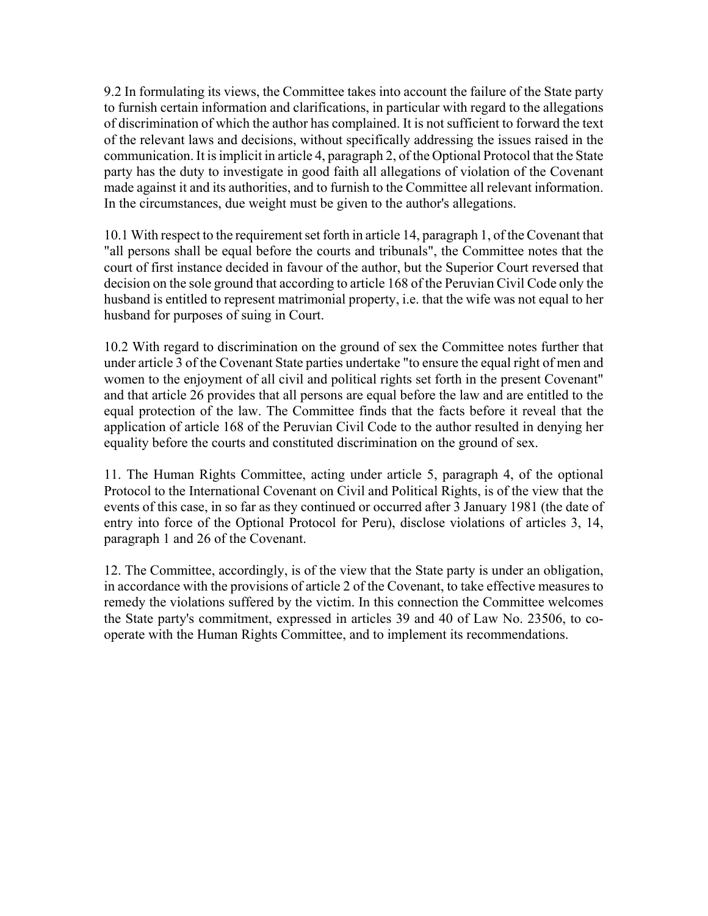9.2 In formulating its views, the Committee takes into account the failure of the State party to furnish certain information and clarifications, in particular with regard to the allegations of discrimination of which the author has complained. It is not sufficient to forward the text of the relevant laws and decisions, without specifically addressing the issues raised in the communication. It is implicit in article 4, paragraph 2, of the Optional Protocol that the State party has the duty to investigate in good faith all allegations of violation of the Covenant made against it and its authorities, and to furnish to the Committee all relevant information. In the circumstances, due weight must be given to the author's allegations.

10.1 With respect to the requirement set forth in article 14, paragraph 1, of the Covenant that "all persons shall be equal before the courts and tribunals", the Committee notes that the court of first instance decided in favour of the author, but the Superior Court reversed that decision on the sole ground that according to article 168 of the Peruvian Civil Code only the husband is entitled to represent matrimonial property, i.e. that the wife was not equal to her husband for purposes of suing in Court.

10.2 With regard to discrimination on the ground of sex the Committee notes further that under article 3 of the Covenant State parties undertake "to ensure the equal right of men and women to the enjoyment of all civil and political rights set forth in the present Covenant" and that article 26 provides that all persons are equal before the law and are entitled to the equal protection of the law. The Committee finds that the facts before it reveal that the application of article 168 of the Peruvian Civil Code to the author resulted in denying her equality before the courts and constituted discrimination on the ground of sex.

11. The Human Rights Committee, acting under article 5, paragraph 4, of the optional Protocol to the International Covenant on Civil and Political Rights, is of the view that the events of this case, in so far as they continued or occurred after 3 January 1981 (the date of entry into force of the Optional Protocol for Peru), disclose violations of articles 3, 14, paragraph 1 and 26 of the Covenant.

12. The Committee, accordingly, is of the view that the State party is under an obligation, in accordance with the provisions of article 2 of the Covenant, to take effective measures to remedy the violations suffered by the victim. In this connection the Committee welcomes the State party's commitment, expressed in articles 39 and 40 of Law No. 23506, to co-operate with the Human Rights Committee, and to implement its recommendations.